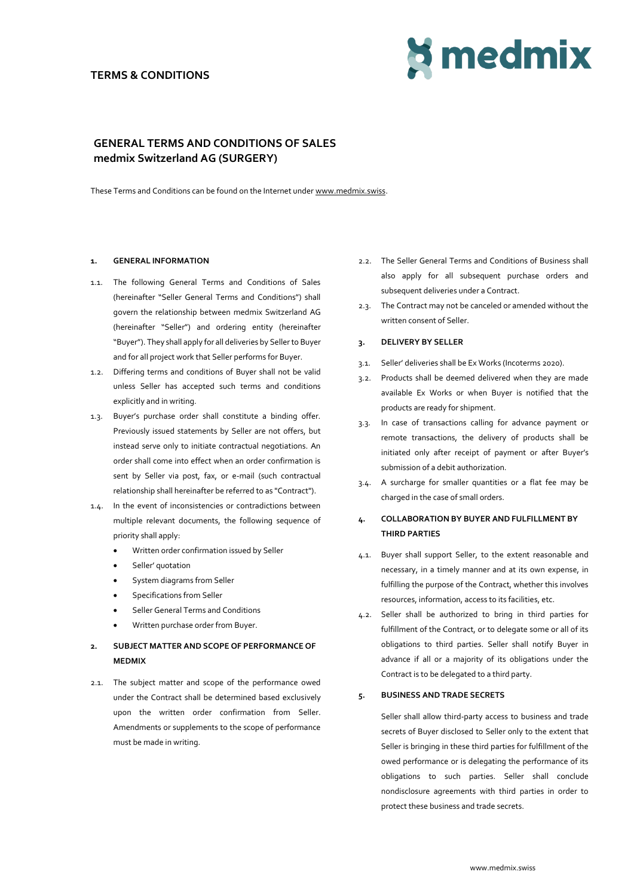# TERMS & CONDITIONS

## GENERAL TERMS AND CONDITIONS OF SALES
## medmix Switzerland AG (SURGERY)

These Terms and Conditions can be found on the Internet under www.medmix.swiss.

### 1. GENERAL INFORMATION

1.1. The following General Terms and Conditions of Sales (hereinafter "Seller General Terms and Conditions") shall govern the relationship between medmix Switzerland AG (hereinafter "Seller") and ordering entity (hereinafter "Buyer"). They shall apply for all deliveries by Seller to Buyer and for all project work that Seller performs for Buyer.

1.2. Differing terms and conditions of Buyer shall not be valid unless Seller has accepted such terms and conditions explicitly and in writing.

1.3. Buyer's purchase order shall constitute a binding offer. Previously issued statements by Seller are not offers, but instead serve only to initiate contractual negotiations. An order shall come into effect when an order confirmation is sent by Seller via post, fax, or e-mail (such contractual relationship shall hereinafter be referred to as "Contract").

1.4. In the event of inconsistencies or contradictions between multiple relevant documents, the following sequence of priority shall apply:

- Written order confirmation issued by Seller
- Seller' quotation
- System diagrams from Seller
- Specifications from Seller
- Seller General Terms and Conditions
- Written purchase order from Buyer.

### 2. SUBJECT MATTER AND SCOPE OF PERFORMANCE OF MEDMIX

2.1. The subject matter and scope of the performance owed under the Contract shall be determined based exclusively upon the written order confirmation from Seller. Amendments or supplements to the scope of performance must be made in writing.

2.2. The Seller General Terms and Conditions of Business shall also apply for all subsequent purchase orders and subsequent deliveries under a Contract.

2.3. The Contract may not be canceled or amended without the written consent of Seller.

### 3. DELIVERY BY SELLER

3.1. Seller' deliveries shall be Ex Works (Incoterms 2020).

3.2. Products shall be deemed delivered when they are made available Ex Works or when Buyer is notified that the products are ready for shipment.

3.3. In case of transactions calling for advance payment or remote transactions, the delivery of products shall be initiated only after receipt of payment or after Buyer's submission of a debit authorization.

3.4. A surcharge for smaller quantities or a flat fee may be charged in the case of small orders.

### 4. COLLABORATION BY BUYER AND FULFILLMENT BY THIRD PARTIES

4.1. Buyer shall support Seller, to the extent reasonable and necessary, in a timely manner and at its own expense, in fulfilling the purpose of the Contract, whether this involves resources, information, access to its facilities, etc.

4.2. Seller shall be authorized to bring in third parties for fulfillment of the Contract, or to delegate some or all of its obligations to third parties. Seller shall notify Buyer in advance if all or a majority of its obligations under the Contract is to be delegated to a third party.

### 5. BUSINESS AND TRADE SECRETS

Seller shall allow third-party access to business and trade secrets of Buyer disclosed to Seller only to the extent that Seller is bringing in these third parties for fulfillment of the owed performance or is delegating the performance of its obligations to such parties. Seller shall conclude nondisclosure agreements with third parties in order to protect these business and trade secrets.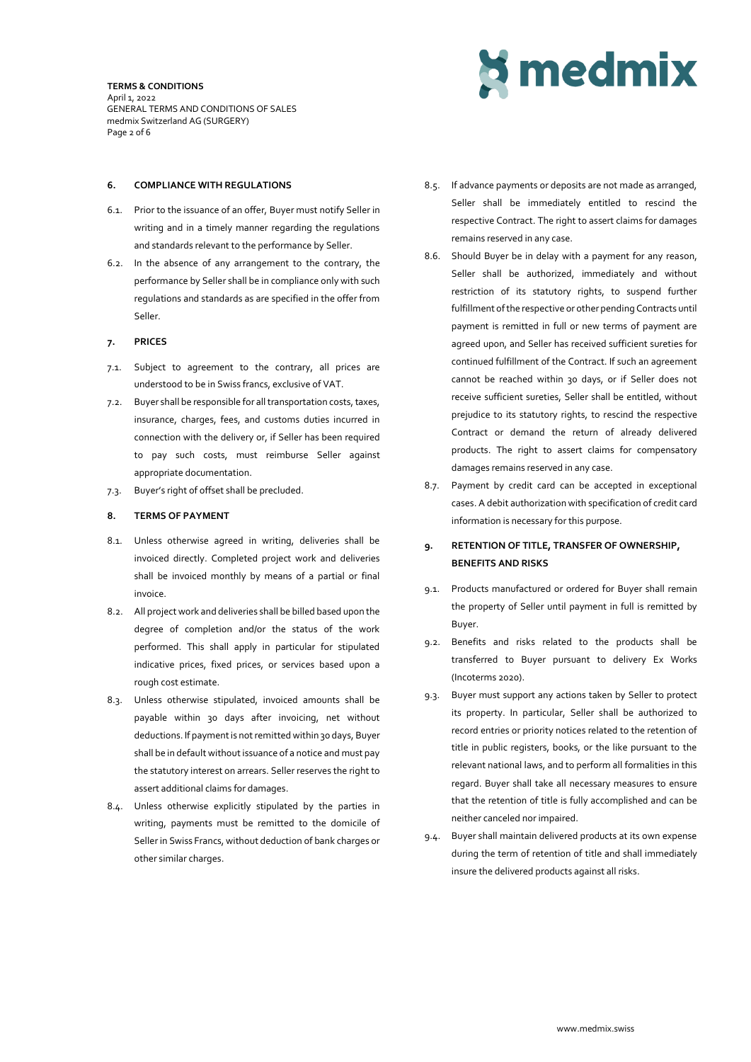## 6. COMPLIANCE WITH REGULATIONS

6.1. Prior to the issuance of an offer, Buyer must notify Seller in writing and in a timely manner regarding the regulations and standards relevant to the performance by Seller.

6.2. In the absence of any arrangement to the contrary, the performance by Seller shall be in compliance only with such regulations and standards as are specified in the offer from Seller.

## 7. PRICES

7.1. Subject to agreement to the contrary, all prices are understood to be in Swiss francs, exclusive of VAT.

7.2. Buyer shall be responsible for all transportation costs, taxes, insurance, charges, fees, and customs duties incurred in connection with the delivery or, if Seller has been required to pay such costs, must reimburse Seller against appropriate documentation.

7.3. Buyer's right of offset shall be precluded.

## 8. TERMS OF PAYMENT

8.1. Unless otherwise agreed in writing, deliveries shall be invoiced directly. Completed project work and deliveries shall be invoiced monthly by means of a partial or final invoice.

8.2. All project work and deliveries shall be billed based upon the degree of completion and/or the status of the work performed. This shall apply in particular for stipulated indicative prices, fixed prices, or services based upon a rough cost estimate.

8.3. Unless otherwise stipulated, invoiced amounts shall be payable within 30 days after invoicing, net without deductions. If payment is not remitted within 30 days, Buyer shall be in default without issuance of a notice and must pay the statutory interest on arrears. Seller reserves the right to assert additional claims for damages.

8.4. Unless otherwise explicitly stipulated by the parties in writing, payments must be remitted to the domicile of Seller in Swiss Francs, without deduction of bank charges or other similar charges.

8.5. If advance payments or deposits are not made as arranged, Seller shall be immediately entitled to rescind the respective Contract. The right to assert claims for damages remains reserved in any case.

8.6. Should Buyer be in delay with a payment for any reason, Seller shall be authorized, immediately and without restriction of its statutory rights, to suspend further fulfillment of the respective or other pending Contracts until payment is remitted in full or new terms of payment are agreed upon, and Seller has received sufficient sureties for continued fulfillment of the Contract. If such an agreement cannot be reached within 30 days, or if Seller does not receive sufficient sureties, Seller shall be entitled, without prejudice to its statutory rights, to rescind the respective Contract or demand the return of already delivered products. The right to assert claims for compensatory damages remains reserved in any case.

8.7. Payment by credit card can be accepted in exceptional cases. A debit authorization with specification of credit card information is necessary for this purpose.

## 9. RETENTION OF TITLE, TRANSFER OF OWNERSHIP, BENEFITS AND RISKS

9.1. Products manufactured or ordered for Buyer shall remain the property of Seller until payment in full is remitted by Buyer.

9.2. Benefits and risks related to the products shall be transferred to Buyer pursuant to delivery Ex Works (Incoterms 2020).

9.3. Buyer must support any actions taken by Seller to protect its property. In particular, Seller shall be authorized to record entries or priority notices related to the retention of title in public registers, books, or the like pursuant to the relevant national laws, and to perform all formalities in this regard. Buyer shall take all necessary measures to ensure that the retention of title is fully accomplished and can be neither canceled nor impaired.

9.4. Buyer shall maintain delivered products at its own expense during the term of retention of title and shall immediately insure the delivered products against all risks.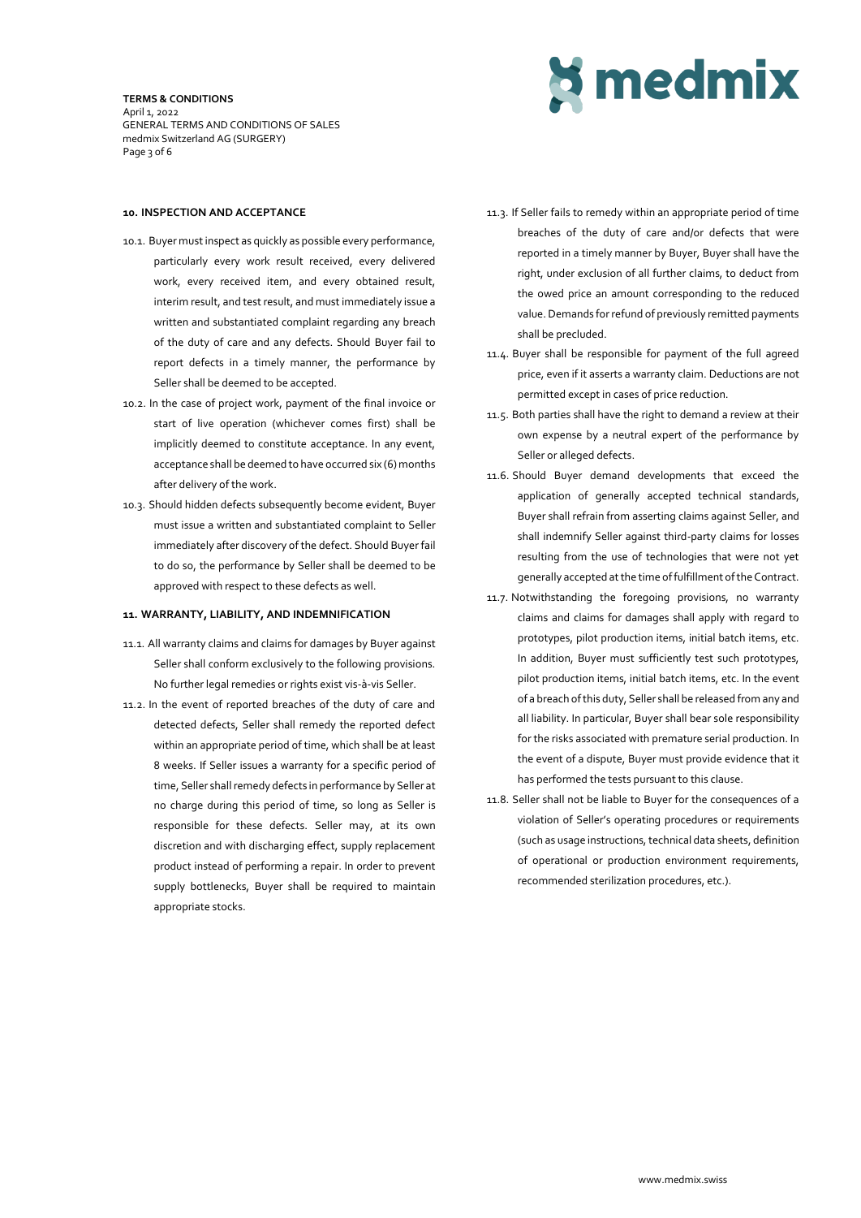## 10. INSPECTION AND ACCEPTANCE

10.1. Buyer must inspect as quickly as possible every performance, particularly every work result received, every delivered work, every received item, and every obtained result, interim result, and test result, and must immediately issue a written and substantiated complaint regarding any breach of the duty of care and any defects. Should Buyer fail to report defects in a timely manner, the performance by Seller shall be deemed to be accepted.

10.2. In the case of project work, payment of the final invoice or start of live operation (whichever comes first) shall be implicitly deemed to constitute acceptance. In any event, acceptance shall be deemed to have occurred six (6) months after delivery of the work.

10.3. Should hidden defects subsequently become evident, Buyer must issue a written and substantiated complaint to Seller immediately after discovery of the defect. Should Buyer fail to do so, the performance by Seller shall be deemed to be approved with respect to these defects as well.

## 11. WARRANTY, LIABILITY, AND INDEMNIFICATION

11.1. All warranty claims and claims for damages by Buyer against Seller shall conform exclusively to the following provisions. No further legal remedies or rights exist vis-à-vis Seller.

11.2. In the event of reported breaches of the duty of care and detected defects, Seller shall remedy the reported defect within an appropriate period of time, which shall be at least 8 weeks. If Seller issues a warranty for a specific period of time, Seller shall remedy defects in performance by Seller at no charge during this period of time, so long as Seller is responsible for these defects. Seller may, at its own discretion and with discharging effect, supply replacement product instead of performing a repair. In order to prevent supply bottlenecks, Buyer shall be required to maintain appropriate stocks.

11.3. If Seller fails to remedy within an appropriate period of time breaches of the duty of care and/or defects that were reported in a timely manner by Buyer, Buyer shall have the right, under exclusion of all further claims, to deduct from the owed price an amount corresponding to the reduced value. Demands for refund of previously remitted payments shall be precluded.

11.4. Buyer shall be responsible for payment of the full agreed price, even if it asserts a warranty claim. Deductions are not permitted except in cases of price reduction.

11.5. Both parties shall have the right to demand a review at their own expense by a neutral expert of the performance by Seller or alleged defects.

11.6. Should Buyer demand developments that exceed the application of generally accepted technical standards, Buyer shall refrain from asserting claims against Seller, and shall indemnify Seller against third-party claims for losses resulting from the use of technologies that were not yet generally accepted at the time of fulfillment of the Contract.

11.7. Notwithstanding the foregoing provisions, no warranty claims and claims for damages shall apply with regard to prototypes, pilot production items, initial batch items, etc. In addition, Buyer must sufficiently test such prototypes, pilot production items, initial batch items, etc. In the event of a breach of this duty, Seller shall be released from any and all liability. In particular, Buyer shall bear sole responsibility for the risks associated with premature serial production. In the event of a dispute, Buyer must provide evidence that it has performed the tests pursuant to this clause.

11.8. Seller shall not be liable to Buyer for the consequences of a violation of Seller's operating procedures or requirements (such as usage instructions, technical data sheets, definition of operational or production environment requirements, recommended sterilization procedures, etc.).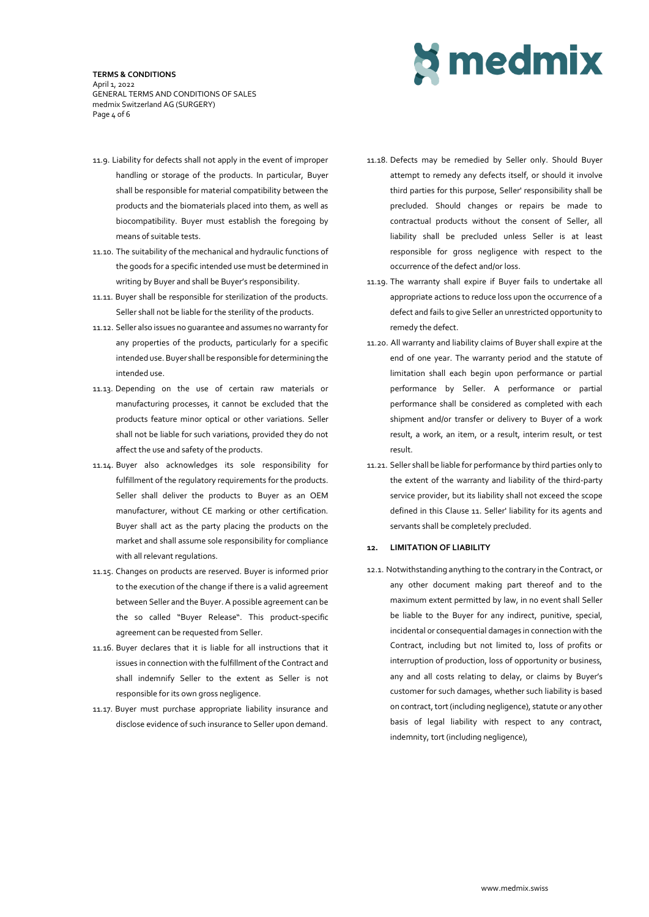11.9. Liability for defects shall not apply in the event of improper handling or storage of the products. In particular, Buyer shall be responsible for material compatibility between the products and the biomaterials placed into them, as well as biocompatibility. Buyer must establish the foregoing by means of suitable tests.

11.10. The suitability of the mechanical and hydraulic functions of the goods for a specific intended use must be determined in writing by Buyer and shall be Buyer's responsibility.

11.11. Buyer shall be responsible for sterilization of the products. Seller shall not be liable for the sterility of the products.

11.12. Seller also issues no guarantee and assumes no warranty for any properties of the products, particularly for a specific intended use. Buyer shall be responsible for determining the intended use.

11.13. Depending on the use of certain raw materials or manufacturing processes, it cannot be excluded that the products feature minor optical or other variations. Seller shall not be liable for such variations, provided they do not affect the use and safety of the products.

11.14. Buyer also acknowledges its sole responsibility for fulfillment of the regulatory requirements for the products. Seller shall deliver the products to Buyer as an OEM manufacturer, without CE marking or other certification. Buyer shall act as the party placing the products on the market and shall assume sole responsibility for compliance with all relevant regulations.

11.15. Changes on products are reserved. Buyer is informed prior to the execution of the change if there is a valid agreement between Seller and the Buyer. A possible agreement can be the so called "Buyer Release". This product-specific agreement can be requested from Seller.

11.16. Buyer declares that it is liable for all instructions that it issues in connection with the fulfillment of the Contract and shall indemnify Seller to the extent as Seller is not responsible for its own gross negligence.

11.17. Buyer must purchase appropriate liability insurance and disclose evidence of such insurance to Seller upon demand.

11.18. Defects may be remedied by Seller only. Should Buyer attempt to remedy any defects itself, or should it involve third parties for this purpose, Seller' responsibility shall be precluded. Should changes or repairs be made to contractual products without the consent of Seller, all liability shall be precluded unless Seller is at least responsible for gross negligence with respect to the occurrence of the defect and/or loss.

11.19. The warranty shall expire if Buyer fails to undertake all appropriate actions to reduce loss upon the occurrence of a defect and fails to give Seller an unrestricted opportunity to remedy the defect.

11.20. All warranty and liability claims of Buyer shall expire at the end of one year. The warranty period and the statute of limitation shall each begin upon performance or partial performance by Seller. A performance or partial performance shall be considered as completed with each shipment and/or transfer or delivery to Buyer of a work result, a work, an item, or a result, interim result, or test result.

11.21. Seller shall be liable for performance by third parties only to the extent of the warranty and liability of the third-party service provider, but its liability shall not exceed the scope defined in this Clause 11. Seller' liability for its agents and servants shall be completely precluded.

## 12. LIMITATION OF LIABILITY

12.1. Notwithstanding anything to the contrary in the Contract, or any other document making part thereof and to the maximum extent permitted by law, in no event shall Seller be liable to the Buyer for any indirect, punitive, special, incidental or consequential damages in connection with the Contract, including but not limited to, loss of profits or interruption of production, loss of opportunity or business, any and all costs relating to delay, or claims by Buyer's customer for such damages, whether such liability is based on contract, tort (including negligence), statute or any other basis of legal liability with respect to any contract, indemnity, tort (including negligence),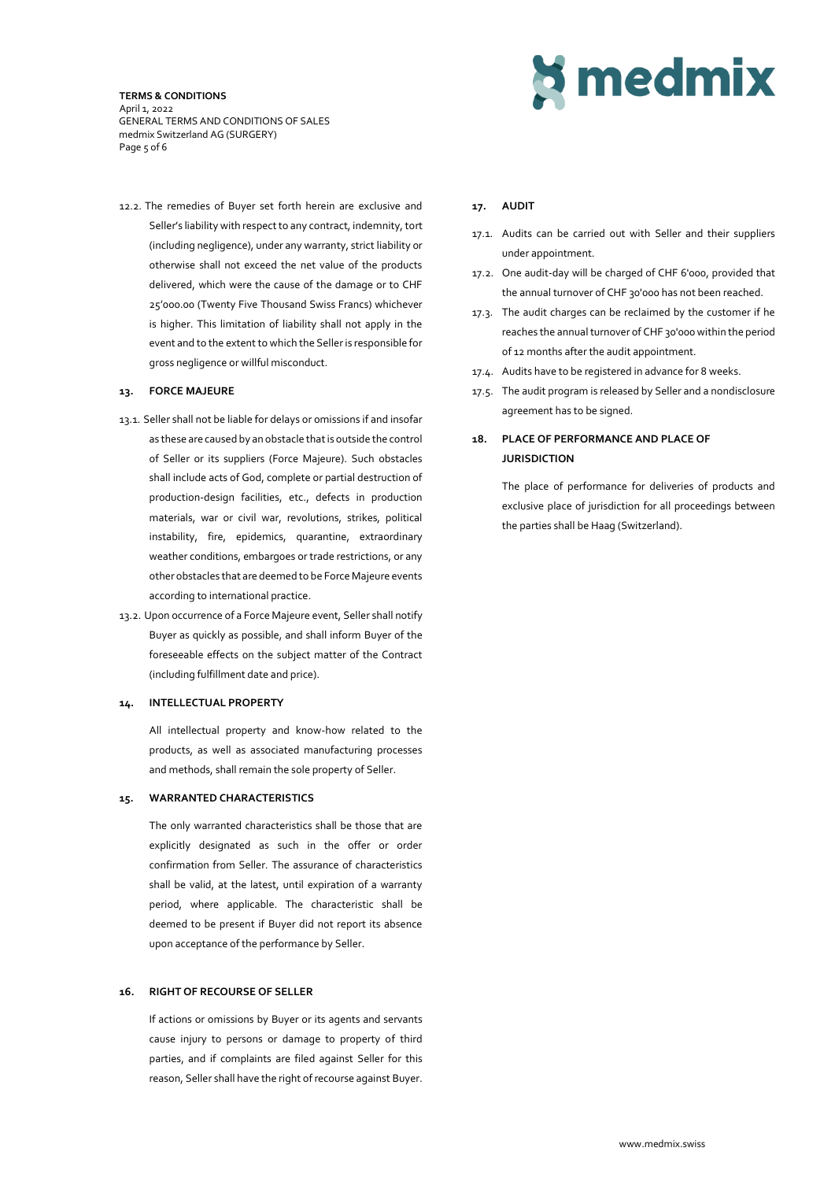12.2. The remedies of Buyer set forth herein are exclusive and Seller's liability with respect to any contract, indemnity, tort (including negligence), under any warranty, strict liability or otherwise shall not exceed the net value of the products delivered, which were the cause of the damage or to CHF 25'000.00 (Twenty Five Thousand Swiss Francs) whichever is higher. This limitation of liability shall not apply in the event and to the extent to which the Seller is responsible for gross negligence or willful misconduct.

## 13. FORCE MAJEURE

13.1. Seller shall not be liable for delays or omissions if and insofar as these are caused by an obstacle that is outside the control of Seller or its suppliers (Force Majeure). Such obstacles shall include acts of God, complete or partial destruction of production-design facilities, etc., defects in production materials, war or civil war, revolutions, strikes, political instability, fire, epidemics, quarantine, extraordinary weather conditions, embargoes or trade restrictions, or any other obstacles that are deemed to be Force Majeure events according to international practice.

13.2. Upon occurrence of a Force Majeure event, Seller shall notify Buyer as quickly as possible, and shall inform Buyer of the foreseeable effects on the subject matter of the Contract (including fulfillment date and price).

## 14. INTELLECTUAL PROPERTY

All intellectual property and know-how related to the products, as well as associated manufacturing processes and methods, shall remain the sole property of Seller.

## 15. WARRANTED CHARACTERISTICS

The only warranted characteristics shall be those that are explicitly designated as such in the offer or order confirmation from Seller. The assurance of characteristics shall be valid, at the latest, until expiration of a warranty period, where applicable. The characteristic shall be deemed to be present if Buyer did not report its absence upon acceptance of the performance by Seller.

## 16. RIGHT OF RECOURSE OF SELLER

If actions or omissions by Buyer or its agents and servants cause injury to persons or damage to property of third parties, and if complaints are filed against Seller for this reason, Seller shall have the right of recourse against Buyer.

## 17. AUDIT

17.1. Audits can be carried out with Seller and their suppliers under appointment.

17.2. One audit-day will be charged of CHF 6'000, provided that the annual turnover of CHF 30'000 has not been reached.

17.3. The audit charges can be reclaimed by the customer if he reaches the annual turnover of CHF 30'000 within the period of 12 months after the audit appointment.

17.4. Audits have to be registered in advance for 8 weeks.

17.5. The audit program is released by Seller and a nondisclosure agreement has to be signed.

## 18. PLACE OF PERFORMANCE AND PLACE OF JURISDICTION

The place of performance for deliveries of products and exclusive place of jurisdiction for all proceedings between the parties shall be Haag (Switzerland).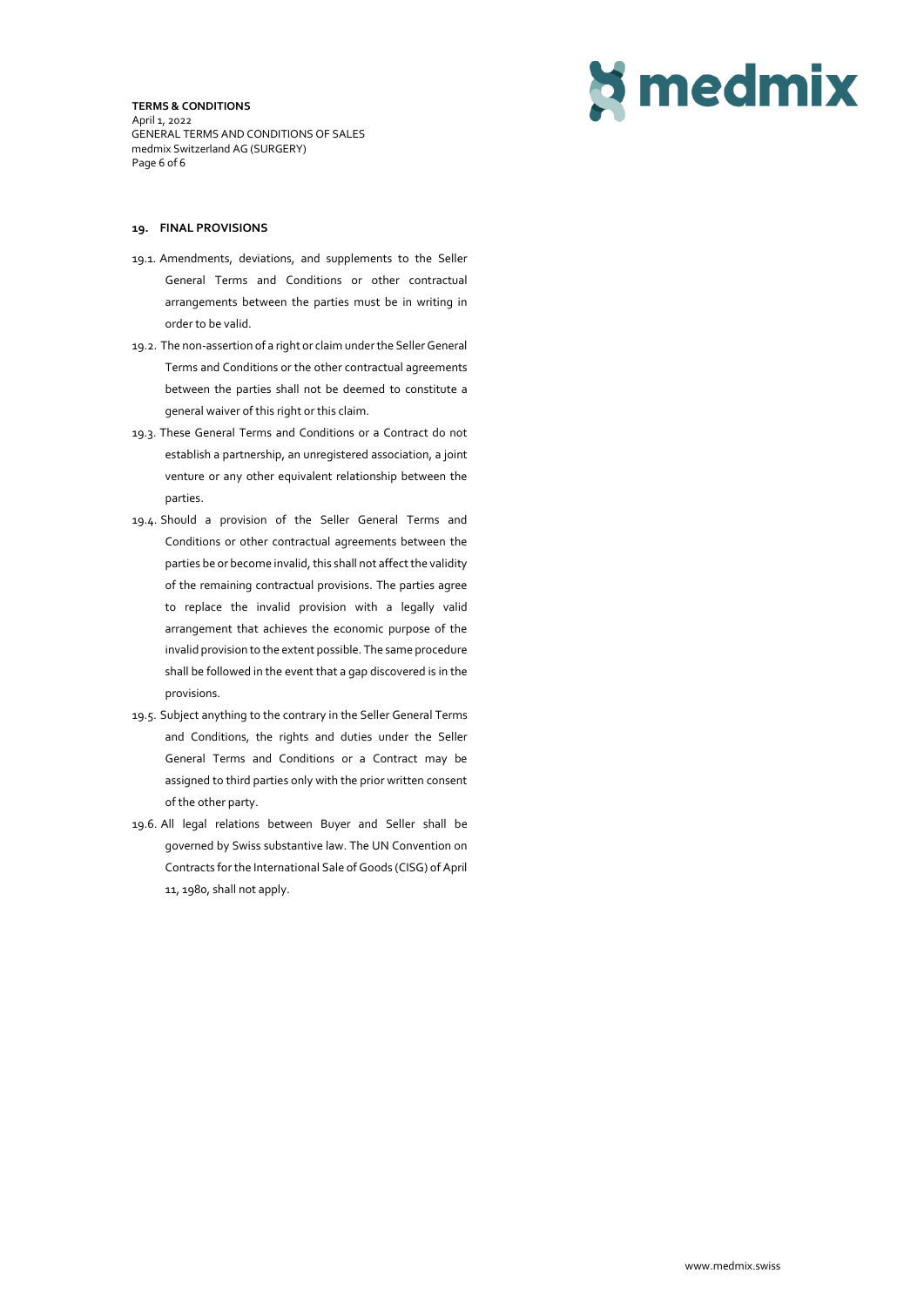## 19. FINAL PROVISIONS

19.1. Amendments, deviations, and supplements to the Seller General Terms and Conditions or other contractual arrangements between the parties must be in writing in order to be valid.

19.2. The non-assertion of a right or claim under the Seller General Terms and Conditions or the other contractual agreements between the parties shall not be deemed to constitute a general waiver of this right or this claim.

19.3. These General Terms and Conditions or a Contract do not establish a partnership, an unregistered association, a joint venture or any other equivalent relationship between the parties.

19.4. Should a provision of the Seller General Terms and Conditions or other contractual agreements between the parties be or become invalid, this shall not affect the validity of the remaining contractual provisions. The parties agree to replace the invalid provision with a legally valid arrangement that achieves the economic purpose of the invalid provision to the extent possible. The same procedure shall be followed in the event that a gap discovered is in the provisions.

19.5. Subject anything to the contrary in the Seller General Terms and Conditions, the rights and duties under the Seller General Terms and Conditions or a Contract may be assigned to third parties only with the prior written consent of the other party.

19.6. All legal relations between Buyer and Seller shall be governed by Swiss substantive law. The UN Convention on Contracts for the International Sale of Goods (CISG) of April 11, 1980, shall not apply.